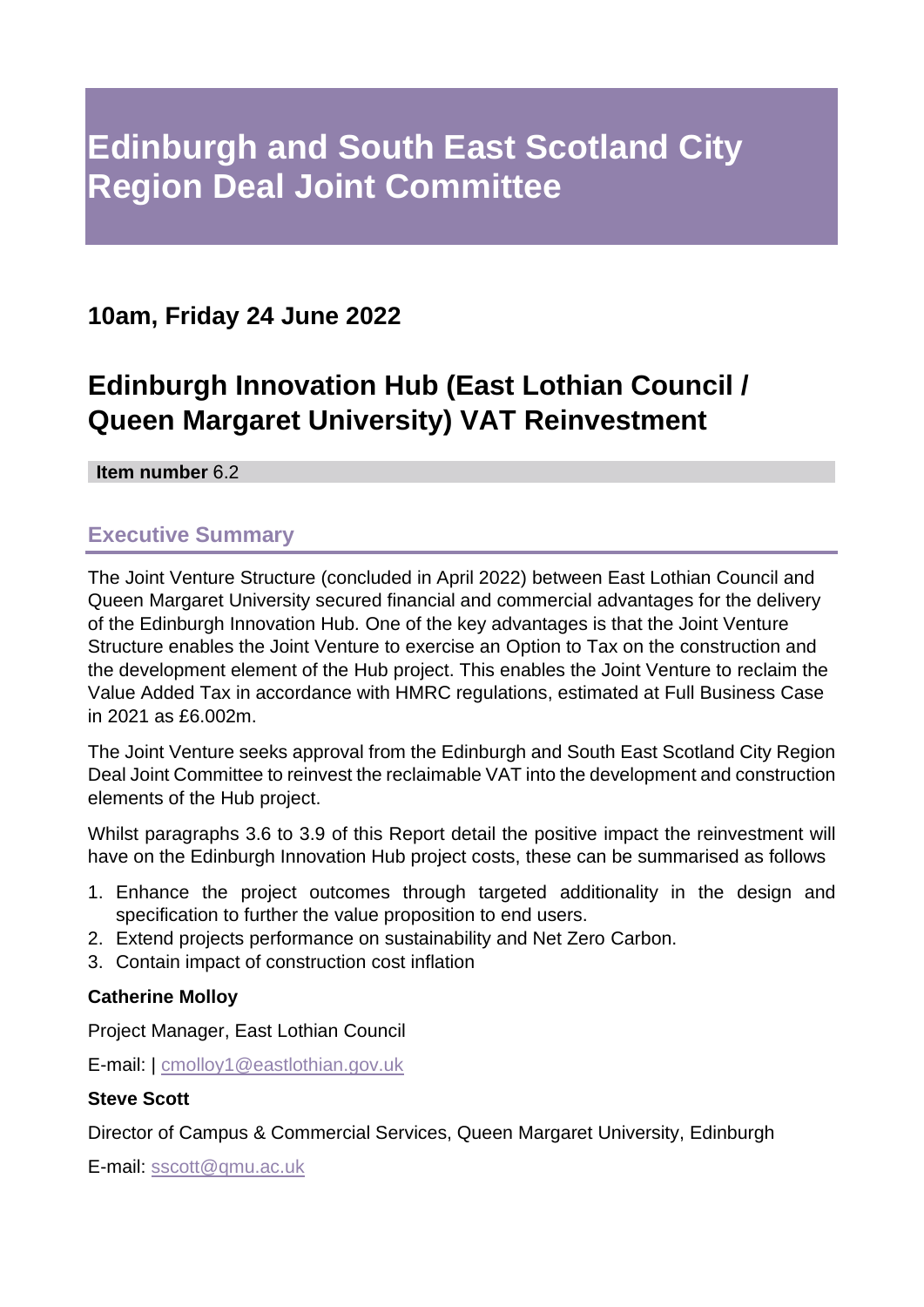# Edinburgh and South East Scotland City Region Deal Joint Committee

## 10am, Friday 24 June 2022

## Edinburgh Innovation Hub (East Lothian Council / Queen Margaret University) VAT Reinvestment

**Item number** 6.2

### Executive Summary

The Joint Venture Structure (concluded in April 2022) between East Lothian Council and Queen Margaret University secured financial and commercial advantages for the delivery of the Edinburgh Innovation Hub. One of the key advantages is that the Joint Venture Structure enables the Joint Venture to exercise an Option to Tax on the construction and the development element of the Hub project. This enables the Joint Venture to reclaim the Value Added Tax in accordance with HMRC regulations, estimated at Full Business Case in 2021 as £6.002m.

The Joint Venture seeks approval from the Edinburgh and South East Scotland City Region Deal Joint Committee to reinvest the reclaimable VAT into the development and construction elements of the Hub project.

Whilst paragraphs 3.6 to 3.9 of this Report detail the positive impact the reinvestment will have on the Edinburgh Innovation Hub project costs, these can be summarised as follows

1. Enhance the project outcomes through targeted additionality in the design and specification to further the value proposition to end users.
2. Extend projects performance on sustainability and Net Zero Carbon.
3. Contain impact of construction cost inflation

**Catherine Molloy**

Project Manager, East Lothian Council

E-mail: | cmolloy1@eastlothian.gov.uk

**Steve Scott**

Director of Campus & Commercial Services, Queen Margaret University, Edinburgh

E-mail: sscott@qmu.ac.uk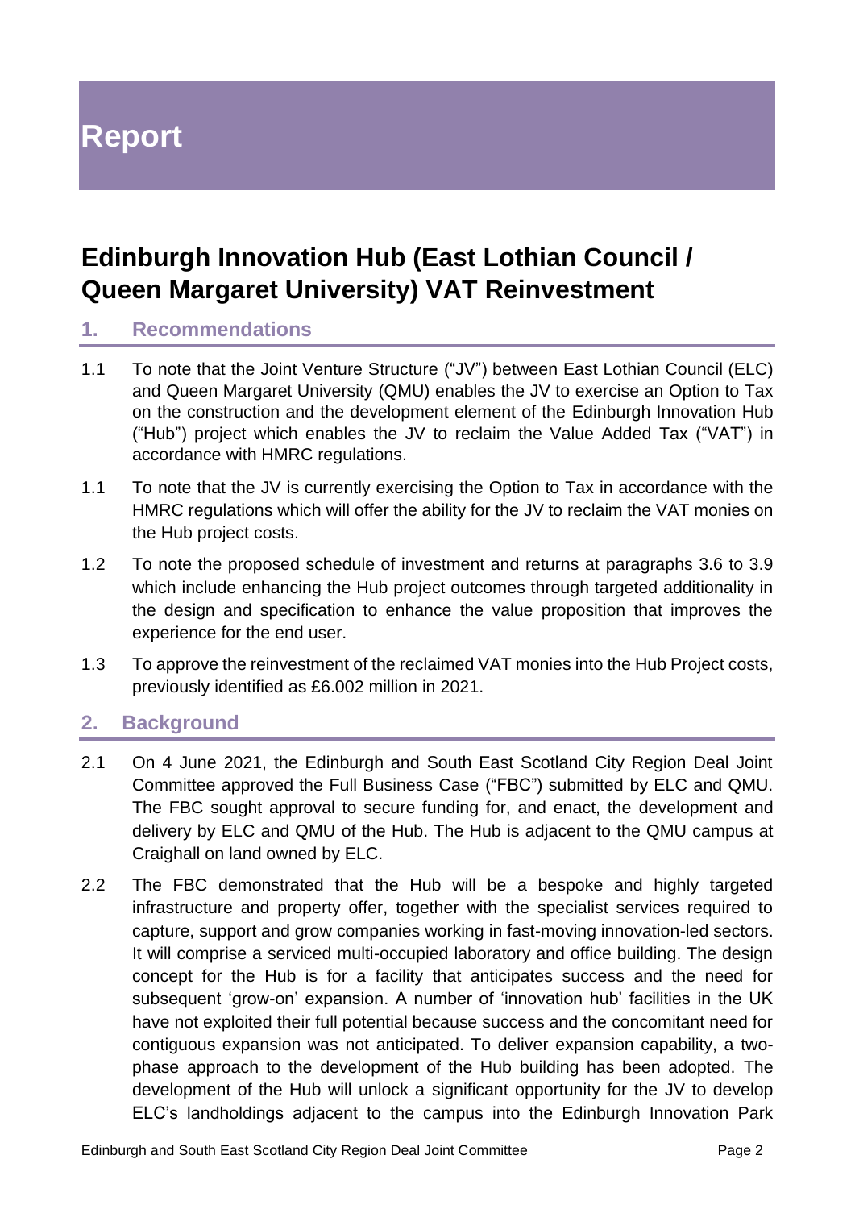# Report

## Edinburgh Innovation Hub (East Lothian Council / Queen Margaret University) VAT Reinvestment

### 1. Recommendations

1.1 To note that the Joint Venture Structure ("JV") between East Lothian Council (ELC) and Queen Margaret University (QMU) enables the JV to exercise an Option to Tax on the construction and the development element of the Edinburgh Innovation Hub ("Hub") project which enables the JV to reclaim the Value Added Tax ("VAT") in accordance with HMRC regulations.

1.1 To note that the JV is currently exercising the Option to Tax in accordance with the HMRC regulations which will offer the ability for the JV to reclaim the VAT monies on the Hub project costs.

1.2 To note the proposed schedule of investment and returns at paragraphs 3.6 to 3.9 which include enhancing the Hub project outcomes through targeted additionality in the design and specification to enhance the value proposition that improves the experience for the end user.

1.3 To approve the reinvestment of the reclaimed VAT monies into the Hub Project costs, previously identified as £6.002 million in 2021.

### 2. Background

2.1 On 4 June 2021, the Edinburgh and South East Scotland City Region Deal Joint Committee approved the Full Business Case ("FBC") submitted by ELC and QMU. The FBC sought approval to secure funding for, and enact, the development and delivery by ELC and QMU of the Hub. The Hub is adjacent to the QMU campus at Craighall on land owned by ELC.

2.2 The FBC demonstrated that the Hub will be a bespoke and highly targeted infrastructure and property offer, together with the specialist services required to capture, support and grow companies working in fast-moving innovation-led sectors. It will comprise a serviced multi-occupied laboratory and office building. The design concept for the Hub is for a facility that anticipates success and the need for subsequent 'grow-on' expansion. A number of 'innovation hub' facilities in the UK have not exploited their full potential because success and the concomitant need for contiguous expansion was not anticipated. To deliver expansion capability, a two-phase approach to the development of the Hub building has been adopted. The development of the Hub will unlock a significant opportunity for the JV to develop ELC's landholdings adjacent to the campus into the Edinburgh Innovation Park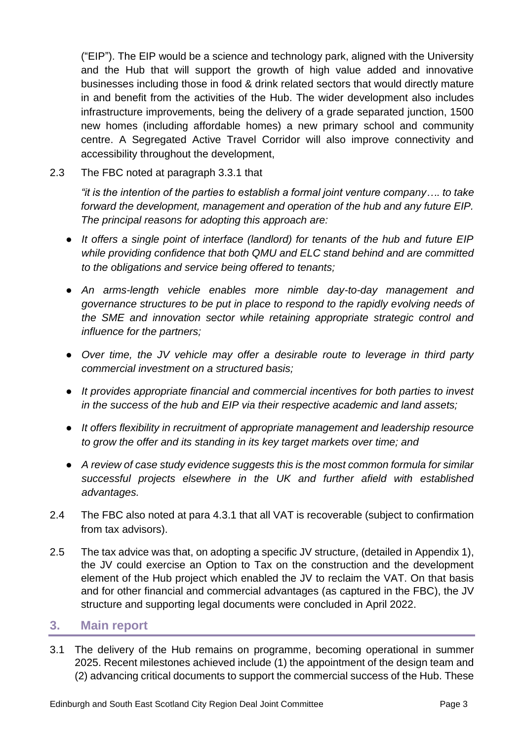("EIP"). The EIP would be a science and technology park, aligned with the University and the Hub that will support the growth of high value added and innovative businesses including those in food & drink related sectors that would directly mature in and benefit from the activities of the Hub. The wider development also includes infrastructure improvements, being the delivery of a grade separated junction, 1500 new homes (including affordable homes) a new primary school and community centre. A Segregated Active Travel Corridor will also improve connectivity and accessibility throughout the development,

2.3 The FBC noted at paragraph 3.3.1 that

*"it is the intention of the parties to establish a formal joint venture company…. to take forward the development, management and operation of the hub and any future EIP. The principal reasons for adopting this approach are:*

- *It offers a single point of interface (landlord) for tenants of the hub and future EIP while providing confidence that both QMU and ELC stand behind and are committed to the obligations and service being offered to tenants;*
- *An arms-length vehicle enables more nimble day-to-day management and governance structures to be put in place to respond to the rapidly evolving needs of the SME and innovation sector while retaining appropriate strategic control and influence for the partners;*
- *Over time, the JV vehicle may offer a desirable route to leverage in third party commercial investment on a structured basis;*
- *It provides appropriate financial and commercial incentives for both parties to invest in the success of the hub and EIP via their respective academic and land assets;*
- *It offers flexibility in recruitment of appropriate management and leadership resource to grow the offer and its standing in its key target markets over time; and*
- *A review of case study evidence suggests this is the most common formula for similar successful projects elsewhere in the UK and further afield with established advantages.*

2.4 The FBC also noted at para 4.3.1 that all VAT is recoverable (subject to confirmation from tax advisors).

2.5 The tax advice was that, on adopting a specific JV structure, (detailed in Appendix 1), the JV could exercise an Option to Tax on the construction and the development element of the Hub project which enabled the JV to reclaim the VAT. On that basis and for other financial and commercial advantages (as captured in the FBC), the JV structure and supporting legal documents were concluded in April 2022.

## 3. Main report

3.1 The delivery of the Hub remains on programme, becoming operational in summer 2025. Recent milestones achieved include (1) the appointment of the design team and (2) advancing critical documents to support the commercial success of the Hub. These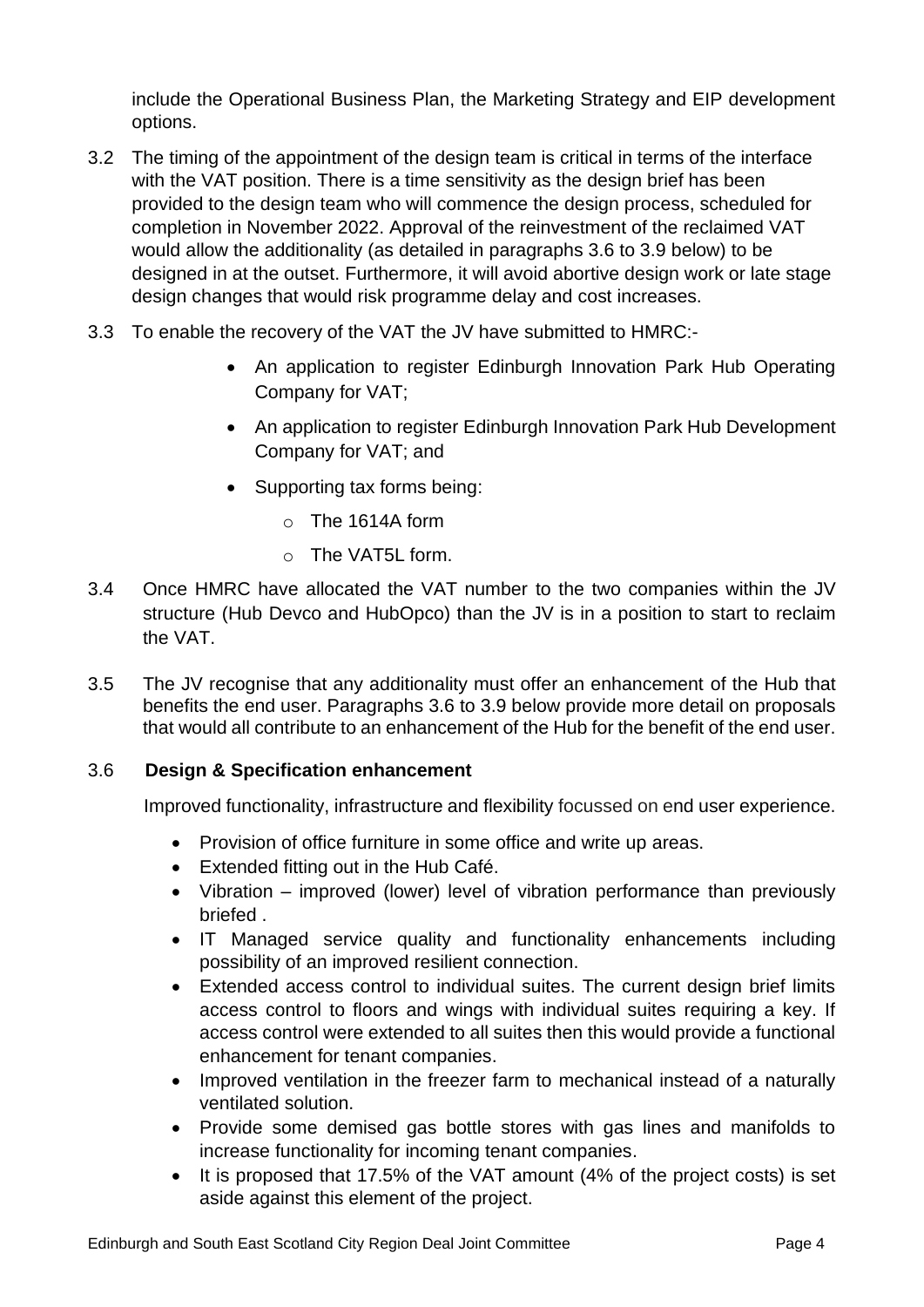include the Operational Business Plan, the Marketing Strategy and EIP development options.

3.2 The timing of the appointment of the design team is critical in terms of the interface with the VAT position. There is a time sensitivity as the design brief has been provided to the design team who will commence the design process, scheduled for completion in November 2022. Approval of the reinvestment of the reclaimed VAT would allow the additionality (as detailed in paragraphs 3.6 to 3.9 below) to be designed in at the outset. Furthermore, it will avoid abortive design work or late stage design changes that would risk programme delay and cost increases.

3.3 To enable the recovery of the VAT the JV have submitted to HMRC:-

- An application to register Edinburgh Innovation Park Hub Operating Company for VAT;
- An application to register Edinburgh Innovation Park Hub Development Company for VAT; and
- Supporting tax forms being:
  - The 1614A form
  - The VAT5L form.

3.4 Once HMRC have allocated the VAT number to the two companies within the JV structure (Hub Devco and HubOpco) than the JV is in a position to start to reclaim the VAT.

3.5 The JV recognise that any additionality must offer an enhancement of the Hub that benefits the end user. Paragraphs 3.6 to 3.9 below provide more detail on proposals that would all contribute to an enhancement of the Hub for the benefit of the end user.

3.6 **Design & Specification enhancement**

Improved functionality, infrastructure and flexibility focussed on end user experience.

- Provision of office furniture in some office and write up areas.
- Extended fitting out in the Hub Café.
- Vibration – improved (lower) level of vibration performance than previously briefed .
- IT Managed service quality and functionality enhancements including possibility of an improved resilient connection.
- Extended access control to individual suites. The current design brief limits access control to floors and wings with individual suites requiring a key. If access control were extended to all suites then this would provide a functional enhancement for tenant companies.
- Improved ventilation in the freezer farm to mechanical instead of a naturally ventilated solution.
- Provide some demised gas bottle stores with gas lines and manifolds to increase functionality for incoming tenant companies.
- It is proposed that 17.5% of the VAT amount (4% of the project costs) is set aside against this element of the project.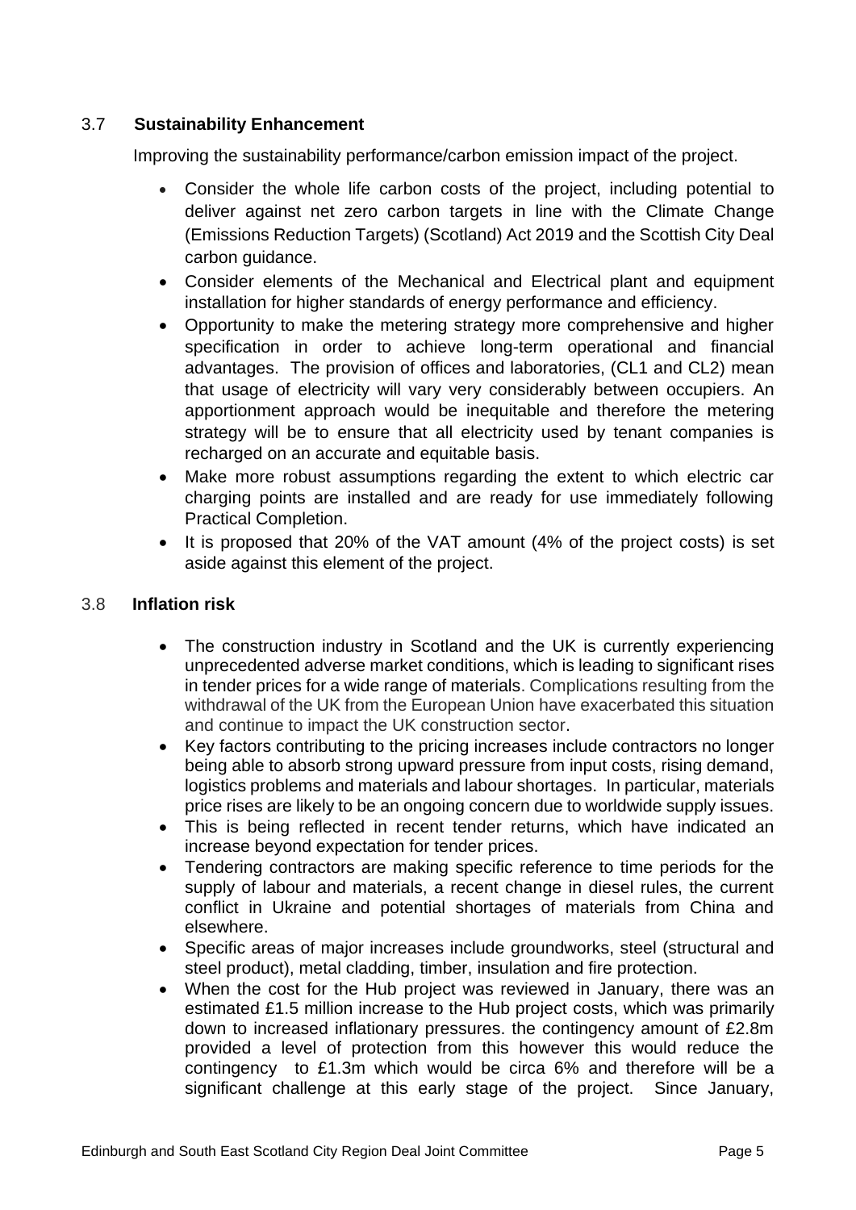### 3.7 Sustainability Enhancement

Improving the sustainability performance/carbon emission impact of the project.

- Consider the whole life carbon costs of the project, including potential to deliver against net zero carbon targets in line with the Climate Change (Emissions Reduction Targets) (Scotland) Act 2019 and the Scottish City Deal carbon guidance.
- Consider elements of the Mechanical and Electrical plant and equipment installation for higher standards of energy performance and efficiency.
- Opportunity to make the metering strategy more comprehensive and higher specification in order to achieve long-term operational and financial advantages. The provision of offices and laboratories, (CL1 and CL2) mean that usage of electricity will vary very considerably between occupiers. An apportionment approach would be inequitable and therefore the metering strategy will be to ensure that all electricity used by tenant companies is recharged on an accurate and equitable basis.
- Make more robust assumptions regarding the extent to which electric car charging points are installed and are ready for use immediately following Practical Completion.
- It is proposed that 20% of the VAT amount (4% of the project costs) is set aside against this element of the project.

### 3.8 Inflation risk

- The construction industry in Scotland and the UK is currently experiencing unprecedented adverse market conditions, which is leading to significant rises in tender prices for a wide range of materials. Complications resulting from the withdrawal of the UK from the European Union have exacerbated this situation and continue to impact the UK construction sector.
- Key factors contributing to the pricing increases include contractors no longer being able to absorb strong upward pressure from input costs, rising demand, logistics problems and materials and labour shortages. In particular, materials price rises are likely to be an ongoing concern due to worldwide supply issues.
- This is being reflected in recent tender returns, which have indicated an increase beyond expectation for tender prices.
- Tendering contractors are making specific reference to time periods for the supply of labour and materials, a recent change in diesel rules, the current conflict in Ukraine and potential shortages of materials from China and elsewhere.
- Specific areas of major increases include groundworks, steel (structural and steel product), metal cladding, timber, insulation and fire protection.
- When the cost for the Hub project was reviewed in January, there was an estimated £1.5 million increase to the Hub project costs, which was primarily down to increased inflationary pressures. the contingency amount of £2.8m provided a level of protection from this however this would reduce the contingency to £1.3m which would be circa 6% and therefore will be a significant challenge at this early stage of the project. Since January,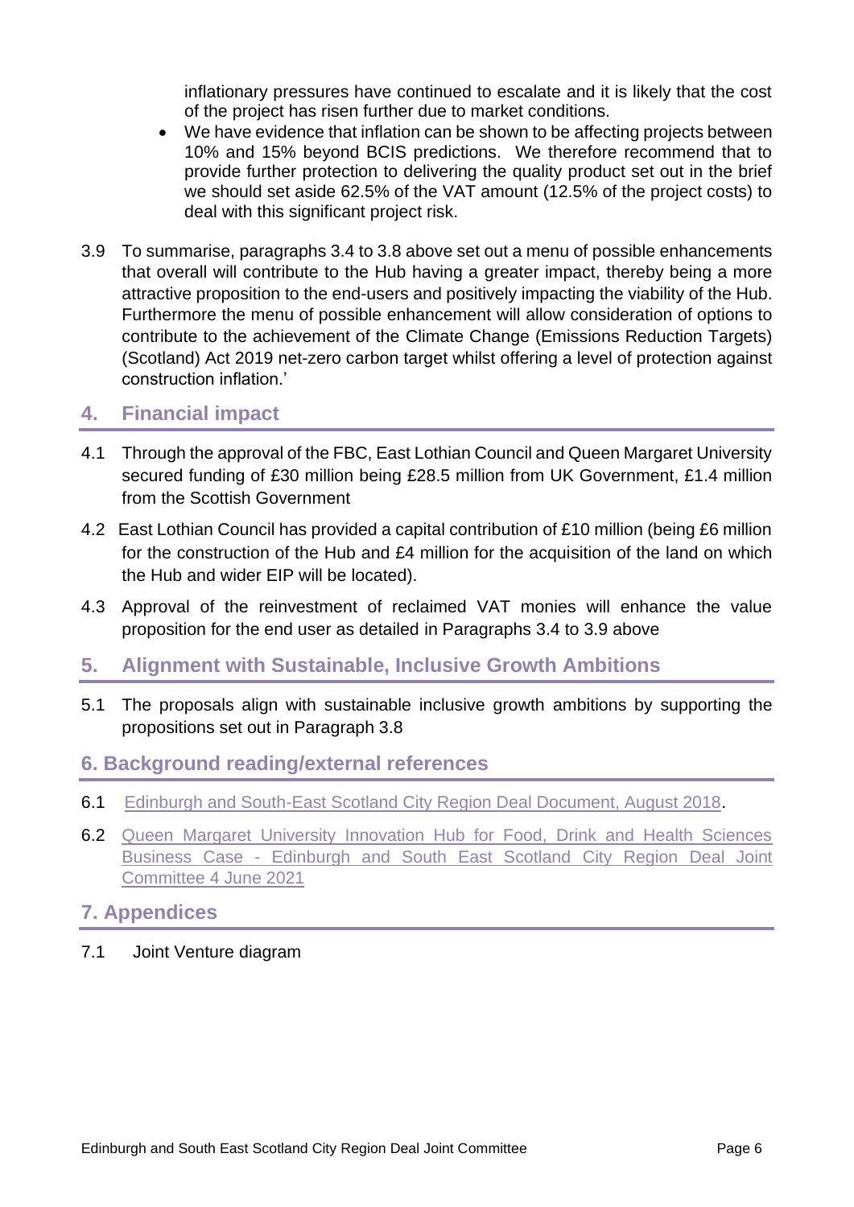inflationary pressures have continued to escalate and it is likely that the cost of the project has risen further due to market conditions.

- We have evidence that inflation can be shown to be affecting projects between 10% and 15% beyond BCIS predictions. We therefore recommend that to provide further protection to delivering the quality product set out in the brief we should set aside 62.5% of the VAT amount (12.5% of the project costs) to deal with this significant project risk.

3.9 To summarise, paragraphs 3.4 to 3.8 above set out a menu of possible enhancements that overall will contribute to the Hub having a greater impact, thereby being a more attractive proposition to the end-users and positively impacting the viability of the Hub. Furthermore the menu of possible enhancement will allow consideration of options to contribute to the achievement of the Climate Change (Emissions Reduction Targets) (Scotland) Act 2019 net-zero carbon target whilst offering a level of protection against construction inflation.'

## 4. Financial impact

4.1 Through the approval of the FBC, East Lothian Council and Queen Margaret University secured funding of £30 million being £28.5 million from UK Government, £1.4 million from the Scottish Government

4.2 East Lothian Council has provided a capital contribution of £10 million (being £6 million for the construction of the Hub and £4 million for the acquisition of the land on which the Hub and wider EIP will be located).

4.3 Approval of the reinvestment of reclaimed VAT monies will enhance the value proposition for the end user as detailed in Paragraphs 3.4 to 3.9 above

## 5. Alignment with Sustainable, Inclusive Growth Ambitions

5.1 The proposals align with sustainable inclusive growth ambitions by supporting the propositions set out in Paragraph 3.8

## 6. Background reading/external references

6.1 Edinburgh and South-East Scotland City Region Deal Document, August 2018.

6.2 Queen Margaret University Innovation Hub for Food, Drink and Health Sciences Business Case - Edinburgh and South East Scotland City Region Deal Joint Committee 4 June 2021

## 7. Appendices

7.1 Joint Venture diagram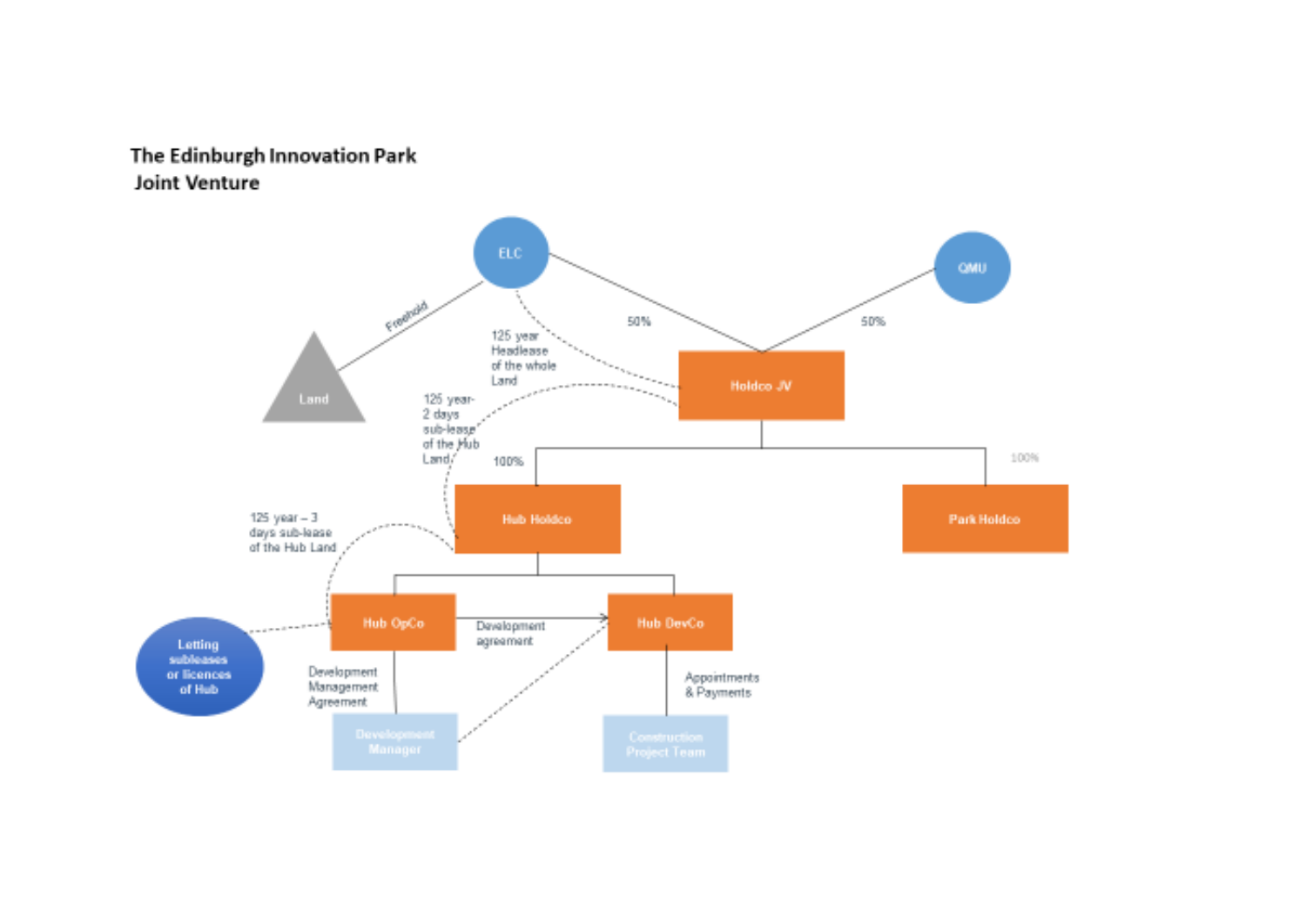**The Edinburgh Innovation Park Joint Venture**

ELC

QMU

Land

Freehold

50%

50%

125 year Headlease of the whole Land

Holdco JV

125 year-2 days sub-lease of the Hub Land

100%

100%

Hub Holdco

Park Holdco

125 year – 3 days sub-lease of the Hub Land

Hub OpCo

Development agreement

Hub DevCo

Letting subleases or licences of Hub

Development Management Agreement

Appointments & Payments

Development Manager

Construction Project Team